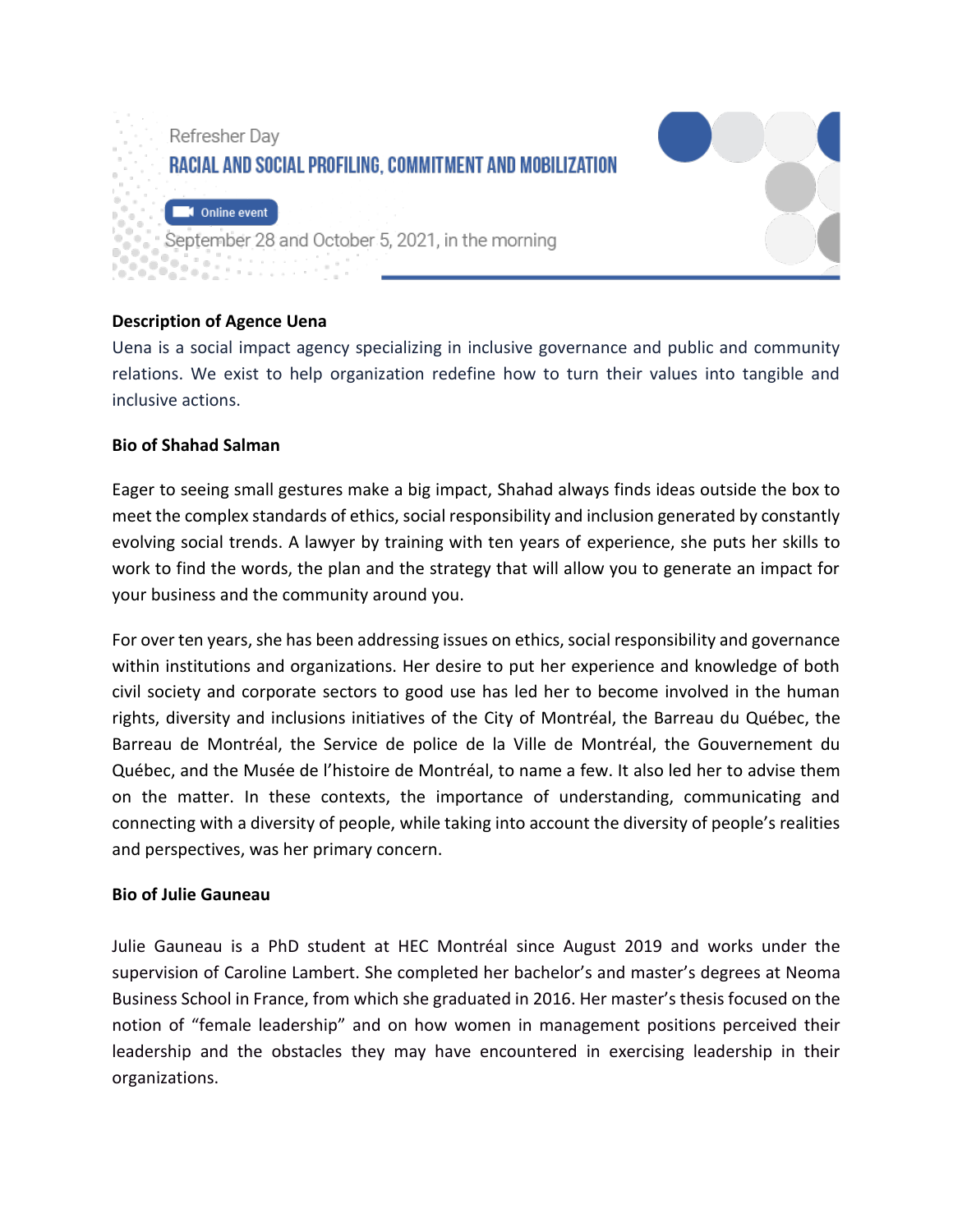Refresher Day

# RACIAL AND SOCIAL PROFILING, COMMITMENT AND MOBILIZATION

Online event

September 28 and October 5, 2021, in the morning

**Description of Agence Uena**

Uena is a social impact agency specializing in inclusive governance and public and community relations. We exist to help organization redefine how to turn their values into tangible and inclusive actions.

**Bio of Shahad Salman**

Eager to seeing small gestures make a big impact, Shahad always finds ideas outside the box to meet the complex standards of ethics, social responsibility and inclusion generated by constantly evolving social trends. A lawyer by training with ten years of experience, she puts her skills to work to find the words, the plan and the strategy that will allow you to generate an impact for your business and the community around you.

For over ten years, she has been addressing issues on ethics, social responsibility and governance within institutions and organizations. Her desire to put her experience and knowledge of both civil society and corporate sectors to good use has led her to become involved in the human rights, diversity and inclusions initiatives of the City of Montréal, the Barreau du Québec, the Barreau de Montréal, the Service de police de la Ville de Montréal, the Gouvernement du Québec, and the Musée de l'histoire de Montréal, to name a few. It also led her to advise them on the matter. In these contexts, the importance of understanding, communicating and connecting with a diversity of people, while taking into account the diversity of people's realities and perspectives, was her primary concern.

**Bio of Julie Gauneau**

Julie Gauneau is a PhD student at HEC Montréal since August 2019 and works under the supervision of Caroline Lambert. She completed her bachelor's and master's degrees at Neoma Business School in France, from which she graduated in 2016. Her master's thesis focused on the notion of "female leadership" and on how women in management positions perceived their leadership and the obstacles they may have encountered in exercising leadership in their organizations.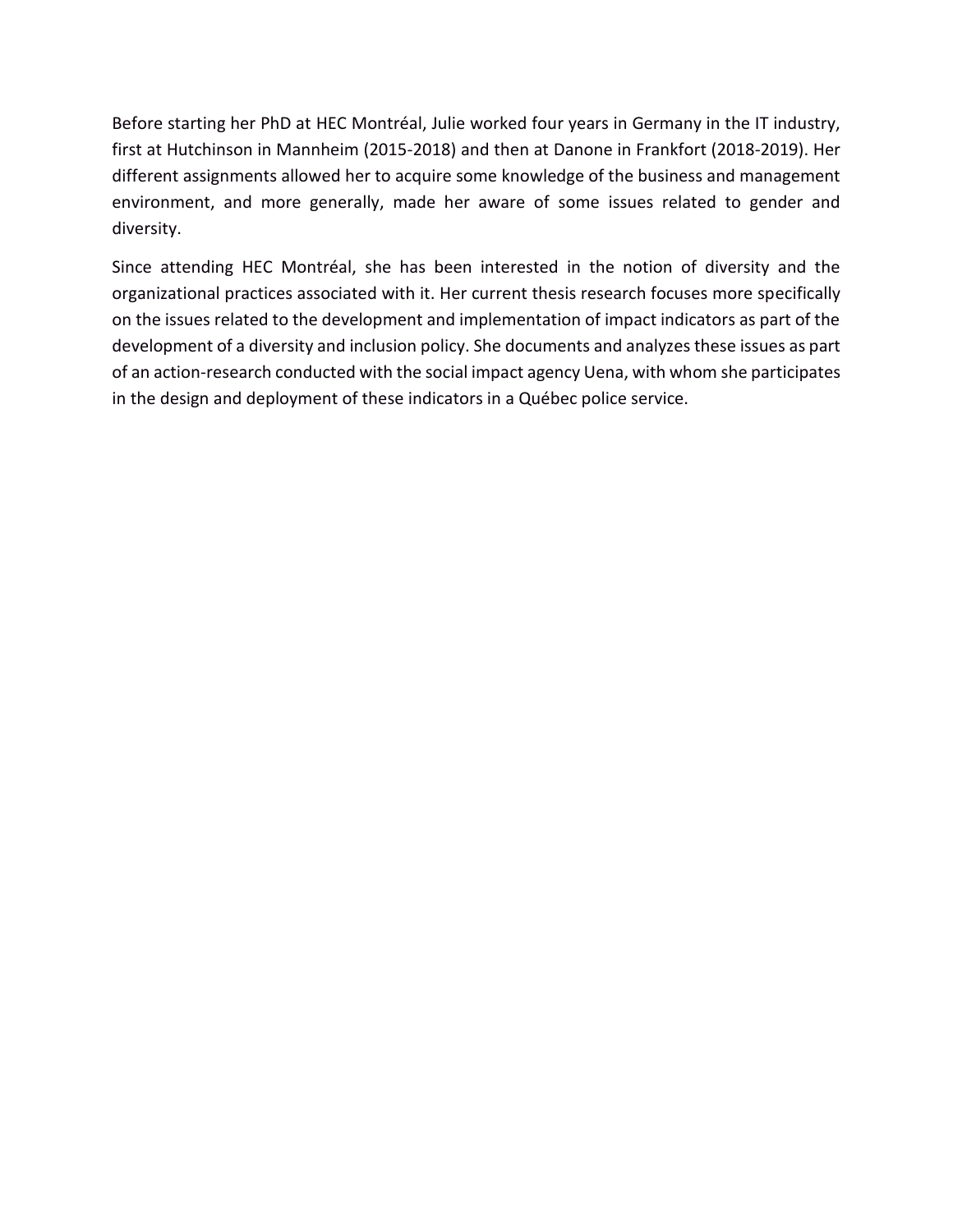Before starting her PhD at HEC Montréal, Julie worked four years in Germany in the IT industry, first at Hutchinson in Mannheim (2015-2018) and then at Danone in Frankfort (2018-2019). Her different assignments allowed her to acquire some knowledge of the business and management environment, and more generally, made her aware of some issues related to gender and diversity.

Since attending HEC Montréal, she has been interested in the notion of diversity and the organizational practices associated with it. Her current thesis research focuses more specifically on the issues related to the development and implementation of impact indicators as part of the development of a diversity and inclusion policy. She documents and analyzes these issues as part of an action-research conducted with the social impact agency Uena, with whom she participates in the design and deployment of these indicators in a Québec police service.